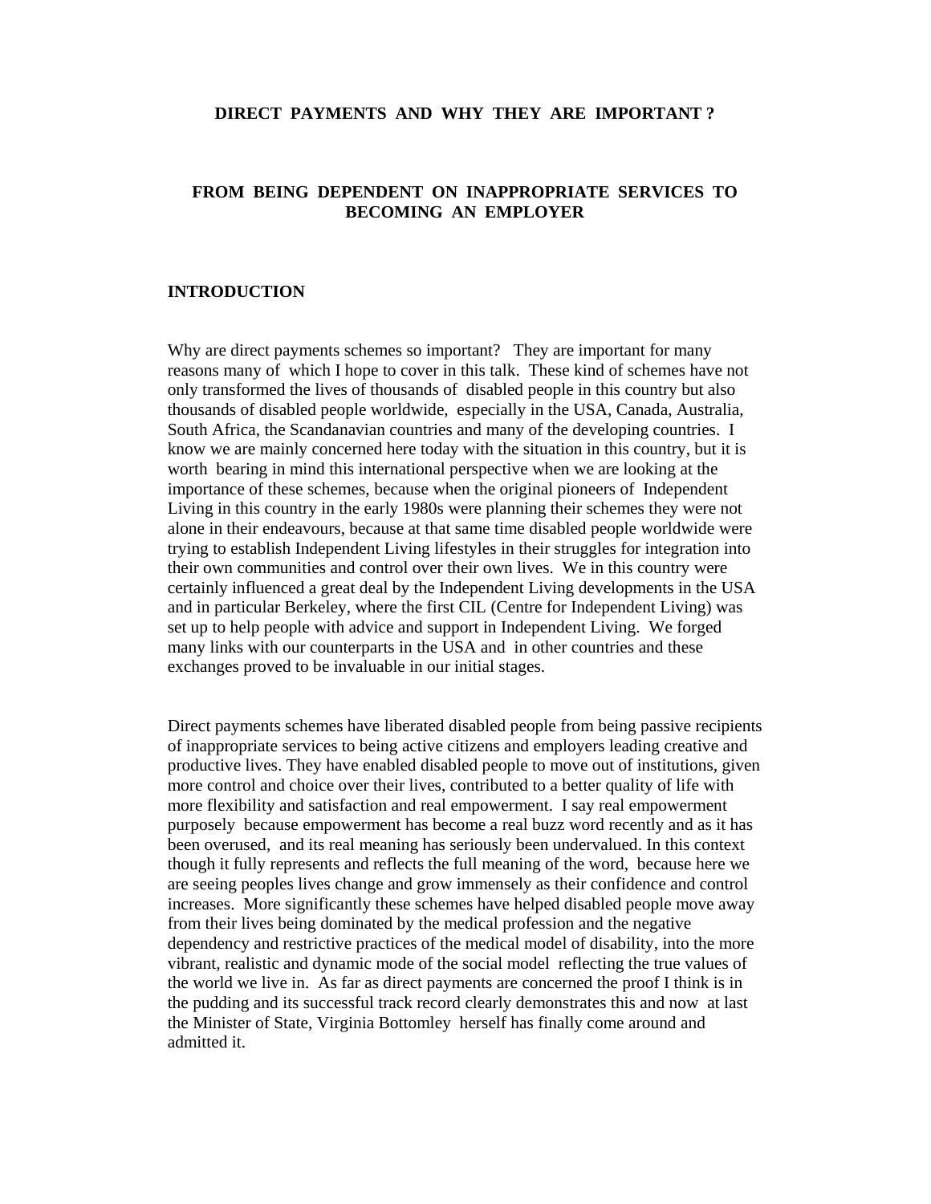# DIRECT PAYMENTS AND WHY THEY ARE IMPORTANT ?

## FROM BEING DEPENDENT ON INAPPROPRIATE SERVICES TO BECOMING AN EMPLOYER

### INTRODUCTION

Why are direct payments schemes so important? They are important for many reasons many of which I hope to cover in this talk. These kind of schemes have not only transformed the lives of thousands of disabled people in this country but also thousands of disabled people worldwide, especially in the USA, Canada, Australia, South Africa, the Scandanavian countries and many of the developing countries. I know we are mainly concerned here today with the situation in this country, but it is worth bearing in mind this international perspective when we are looking at the importance of these schemes, because when the original pioneers of Independent Living in this country in the early 1980s were planning their schemes they were not alone in their endeavours, because at that same time disabled people worldwide were trying to establish Independent Living lifestyles in their struggles for integration into their own communities and control over their own lives. We in this country were certainly influenced a great deal by the Independent Living developments in the USA and in particular Berkeley, where the first CIL (Centre for Independent Living) was set up to help people with advice and support in Independent Living. We forged many links with our counterparts in the USA and in other countries and these exchanges proved to be invaluable in our initial stages.

Direct payments schemes have liberated disabled people from being passive recipients of inappropriate services to being active citizens and employers leading creative and productive lives. They have enabled disabled people to move out of institutions, given more control and choice over their lives, contributed to a better quality of life with more flexibility and satisfaction and real empowerment. I say real empowerment purposely because empowerment has become a real buzz word recently and as it has been overused, and its real meaning has seriously been undervalued. In this context though it fully represents and reflects the full meaning of the word, because here we are seeing peoples lives change and grow immensely as their confidence and control increases. More significantly these schemes have helped disabled people move away from their lives being dominated by the medical profession and the negative dependency and restrictive practices of the medical model of disability, into the more vibrant, realistic and dynamic mode of the social model reflecting the true values of the world we live in. As far as direct payments are concerned the proof I think is in the pudding and its successful track record clearly demonstrates this and now at last the Minister of State, Virginia Bottomley herself has finally come around and admitted it.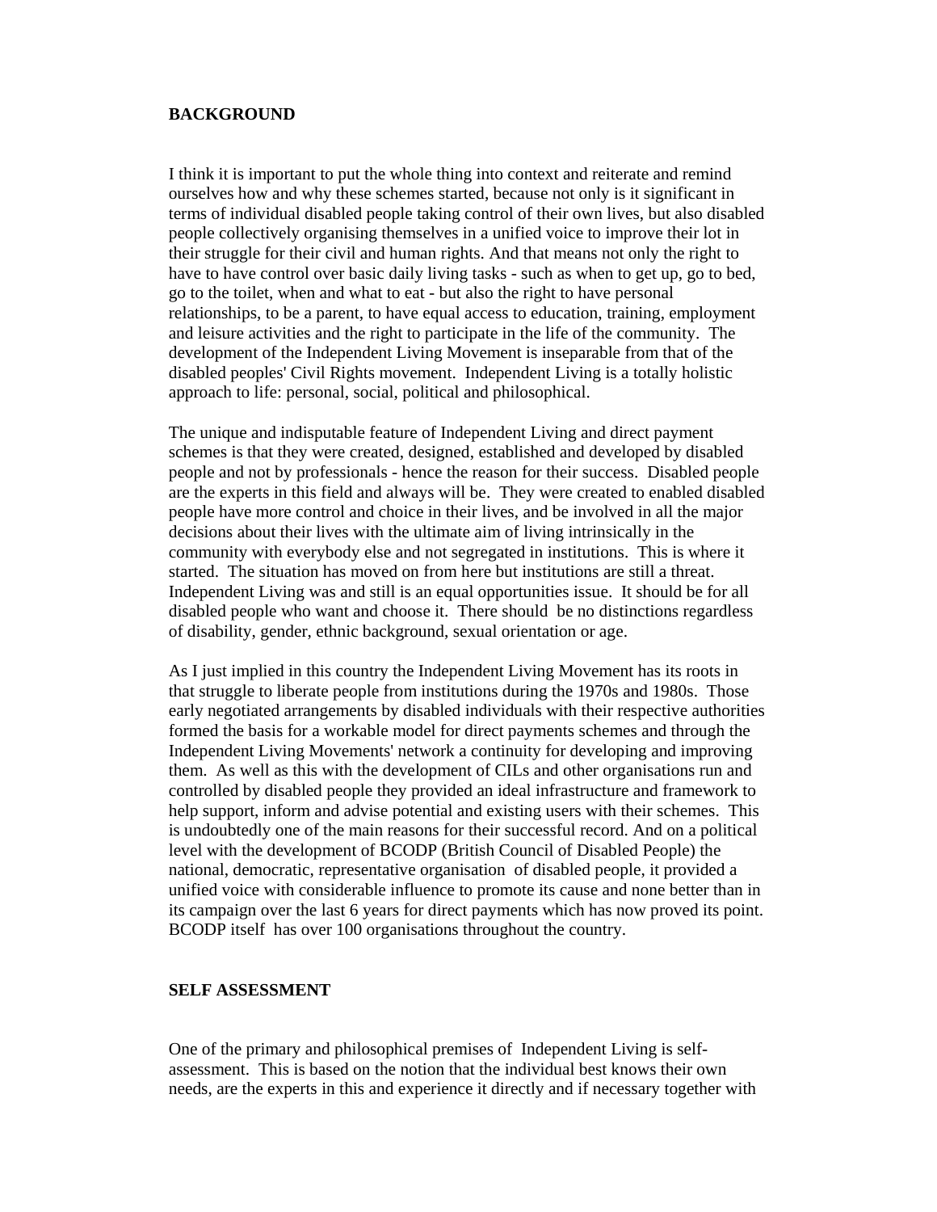## BACKGROUND

I think it is important to put the whole thing into context and reiterate and remind ourselves how and why these schemes started, because not only is it significant in terms of individual disabled people taking control of their own lives, but also disabled people collectively organising themselves in a unified voice to improve their lot in their struggle for their civil and human rights. And that means not only the right to have to have control over basic daily living tasks - such as when to get up, go to bed, go to the toilet, when and what to eat - but also the right to have personal relationships, to be a parent, to have equal access to education, training, employment and leisure activities and the right to participate in the life of the community. The development of the Independent Living Movement is inseparable from that of the disabled peoples' Civil Rights movement. Independent Living is a totally holistic approach to life: personal, social, political and philosophical.

The unique and indisputable feature of Independent Living and direct payment schemes is that they were created, designed, established and developed by disabled people and not by professionals - hence the reason for their success. Disabled people are the experts in this field and always will be. They were created to enabled disabled people have more control and choice in their lives, and be involved in all the major decisions about their lives with the ultimate aim of living intrinsically in the community with everybody else and not segregated in institutions. This is where it started. The situation has moved on from here but institutions are still a threat. Independent Living was and still is an equal opportunities issue. It should be for all disabled people who want and choose it. There should be no distinctions regardless of disability, gender, ethnic background, sexual orientation or age.

As I just implied in this country the Independent Living Movement has its roots in that struggle to liberate people from institutions during the 1970s and 1980s. Those early negotiated arrangements by disabled individuals with their respective authorities formed the basis for a workable model for direct payments schemes and through the Independent Living Movements' network a continuity for developing and improving them. As well as this with the development of CILs and other organisations run and controlled by disabled people they provided an ideal infrastructure and framework to help support, inform and advise potential and existing users with their schemes. This is undoubtedly one of the main reasons for their successful record. And on a political level with the development of BCODP (British Council of Disabled People) the national, democratic, representative organisation of disabled people, it provided a unified voice with considerable influence to promote its cause and none better than in its campaign over the last 6 years for direct payments which has now proved its point. BCODP itself has over 100 organisations throughout the country.

## SELF ASSESSMENT

One of the primary and philosophical premises of Independent Living is self-assessment. This is based on the notion that the individual best knows their own needs, are the experts in this and experience it directly and if necessary together with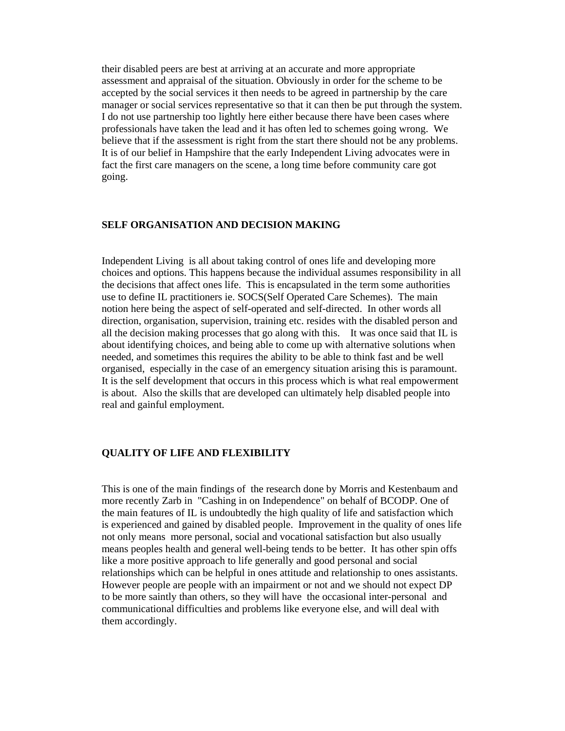their disabled peers are best at arriving at an accurate and more appropriate assessment and appraisal of the situation. Obviously in order for the scheme to be accepted by the social services it then needs to be agreed in partnership by the care manager or social services representative so that it can then be put through the system. I do not use partnership too lightly here either because there have been cases where professionals have taken the lead and it has often led to schemes going wrong. We believe that if the assessment is right from the start there should not be any problems. It is of our belief in Hampshire that the early Independent Living advocates were in fact the first care managers on the scene, a long time before community care got going.

## SELF ORGANISATION AND DECISION MAKING

Independent Living is all about taking control of ones life and developing more choices and options. This happens because the individual assumes responsibility in all the decisions that affect ones life. This is encapsulated in the term some authorities use to define IL practitioners ie. SOCS(Self Operated Care Schemes). The main notion here being the aspect of self-operated and self-directed. In other words all direction, organisation, supervision, training etc. resides with the disabled person and all the decision making processes that go along with this. It was once said that IL is about identifying choices, and being able to come up with alternative solutions when needed, and sometimes this requires the ability to be able to think fast and be well organised, especially in the case of an emergency situation arising this is paramount. It is the self development that occurs in this process which is what real empowerment is about. Also the skills that are developed can ultimately help disabled people into real and gainful employment.

## QUALITY OF LIFE AND FLEXIBILITY

This is one of the main findings of the research done by Morris and Kestenbaum and more recently Zarb in "Cashing in on Independence" on behalf of BCODP. One of the main features of IL is undoubtedly the high quality of life and satisfaction which is experienced and gained by disabled people. Improvement in the quality of ones life not only means more personal, social and vocational satisfaction but also usually means peoples health and general well-being tends to be better. It has other spin offs like a more positive approach to life generally and good personal and social relationships which can be helpful in ones attitude and relationship to ones assistants. However people are people with an impairment or not and we should not expect DP to be more saintly than others, so they will have the occasional inter-personal and communicational difficulties and problems like everyone else, and will deal with them accordingly.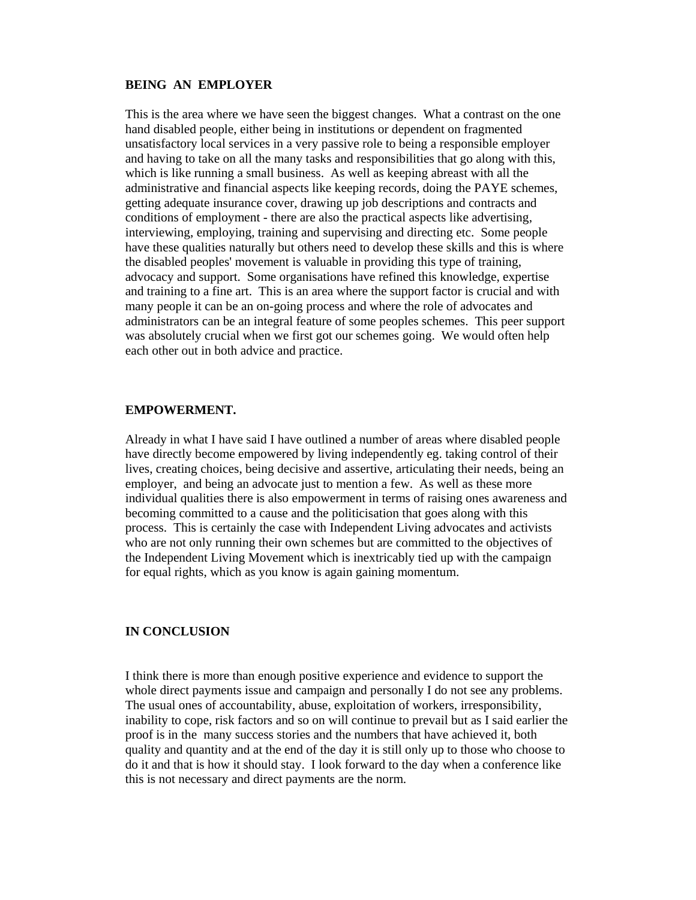## BEING AN EMPLOYER

This is the area where we have seen the biggest changes. What a contrast on the one hand disabled people, either being in institutions or dependent on fragmented unsatisfactory local services in a very passive role to being a responsible employer and having to take on all the many tasks and responsibilities that go along with this, which is like running a small business. As well as keeping abreast with all the administrative and financial aspects like keeping records, doing the PAYE schemes, getting adequate insurance cover, drawing up job descriptions and contracts and conditions of employment - there are also the practical aspects like advertising, interviewing, employing, training and supervising and directing etc. Some people have these qualities naturally but others need to develop these skills and this is where the disabled peoples' movement is valuable in providing this type of training, advocacy and support. Some organisations have refined this knowledge, expertise and training to a fine art. This is an area where the support factor is crucial and with many people it can be an on-going process and where the role of advocates and administrators can be an integral feature of some peoples schemes. This peer support was absolutely crucial when we first got our schemes going. We would often help each other out in both advice and practice.

## EMPOWERMENT.

Already in what I have said I have outlined a number of areas where disabled people have directly become empowered by living independently eg. taking control of their lives, creating choices, being decisive and assertive, articulating their needs, being an employer, and being an advocate just to mention a few. As well as these more individual qualities there is also empowerment in terms of raising ones awareness and becoming committed to a cause and the politicisation that goes along with this process. This is certainly the case with Independent Living advocates and activists who are not only running their own schemes but are committed to the objectives of the Independent Living Movement which is inextricably tied up with the campaign for equal rights, which as you know is again gaining momentum.

## IN CONCLUSION

I think there is more than enough positive experience and evidence to support the whole direct payments issue and campaign and personally I do not see any problems. The usual ones of accountability, abuse, exploitation of workers, irresponsibility, inability to cope, risk factors and so on will continue to prevail but as I said earlier the proof is in the many success stories and the numbers that have achieved it, both quality and quantity and at the end of the day it is still only up to those who choose to do it and that is how it should stay. I look forward to the day when a conference like this is not necessary and direct payments are the norm.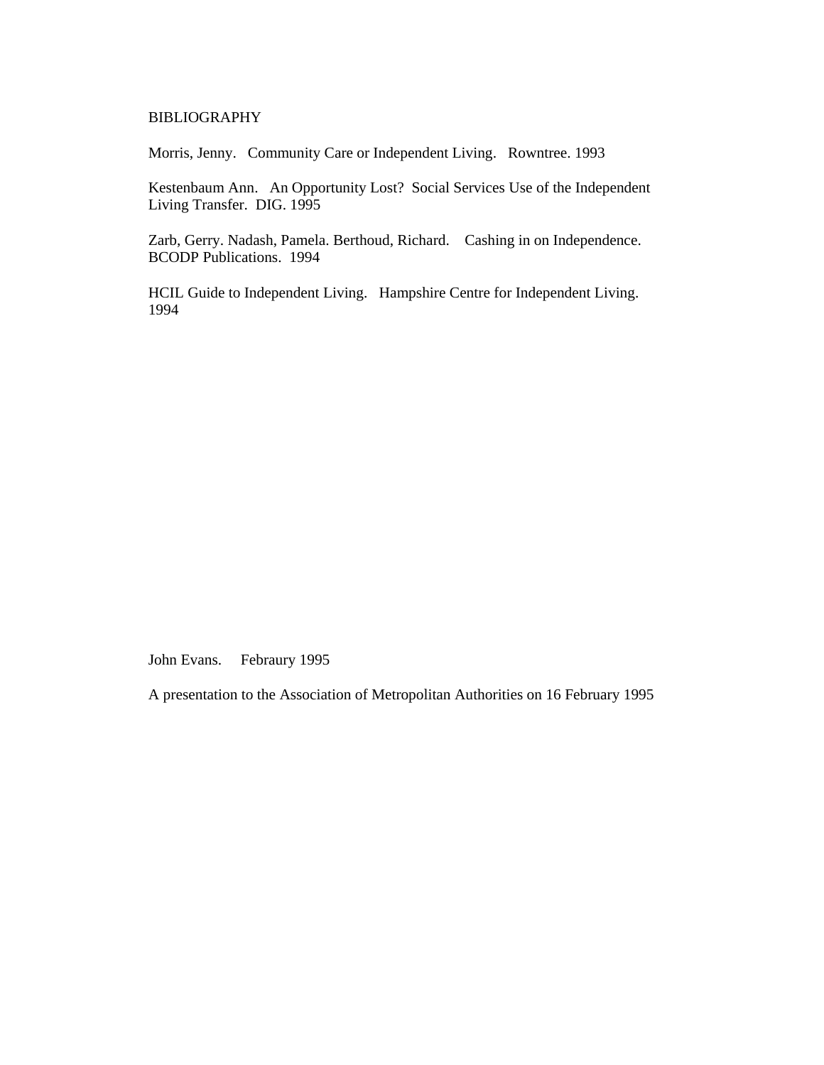## BIBLIOGRAPHY

Morris, Jenny. Community Care or Independent Living. Rowntree. 1993

Kestenbaum Ann. An Opportunity Lost? Social Services Use of the Independent Living Transfer. DIG. 1995

Zarb, Gerry. Nadash, Pamela. Berthoud, Richard. Cashing in on Independence. BCODP Publications. 1994

HCIL Guide to Independent Living. Hampshire Centre for Independent Living. 1994

John Evans. Febraury 1995

A presentation to the Association of Metropolitan Authorities on 16 February 1995